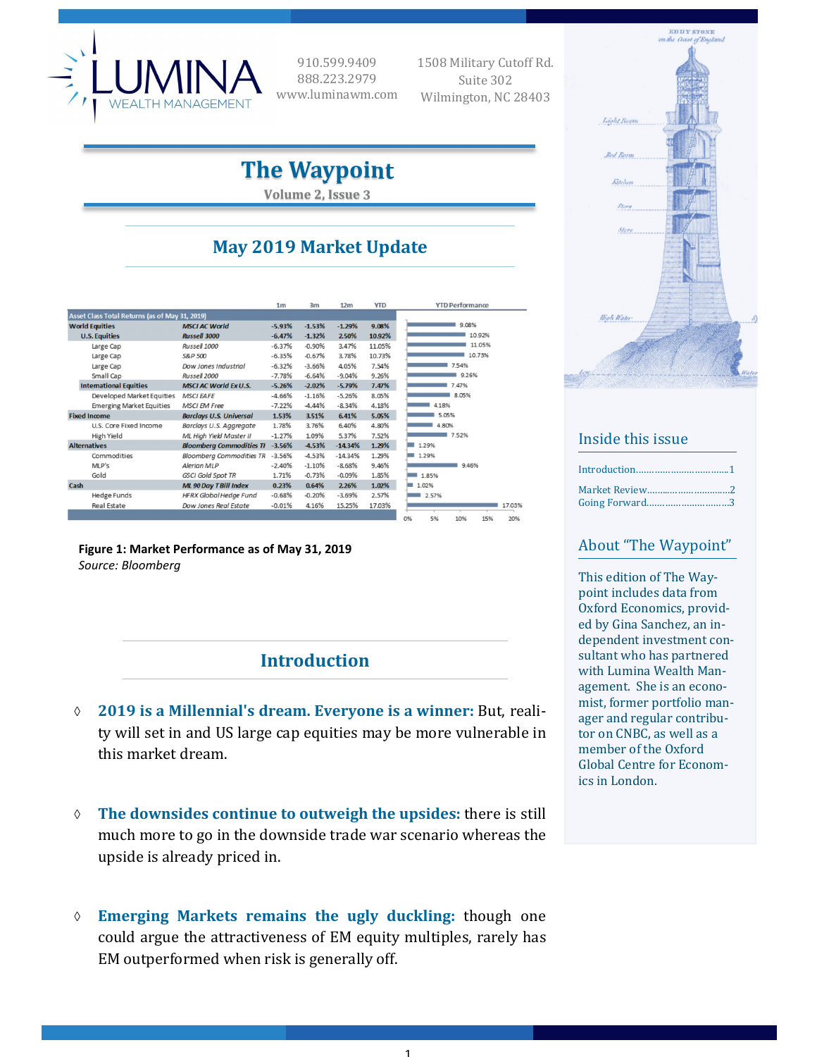LUMINA WEALTH MANAGEMENT

910.599.9409
888.223.2979
www.luminawm.com

1508 Military Cutoff Rd.
Suite 302
Wilmington, NC 28403

# The Waypoint

Volume 2, Issue 3

## May 2019 Market Update

| Asset Class Total Returns (as of May 31, 2019) | | 1m | 3m | 12m | YTD |
|---|---|---|---|---|---|
| **World Equities** | ***MSCI AC World*** | **-5.93%** | **-1.53%** | **-1.29%** | **9.08%** |
| **U.S. Equities** | ***Russell 3000*** | **-6.47%** | **-1.32%** | **2.50%** | **10.92%** |
| Large Cap | *Russell 1000* | -6.37% | -0.90% | 3.47% | 11.05% |
| Large Cap | *S&P 500* | -6.35% | -0.67% | 3.78% | 10.73% |
| Large Cap | *Dow Jones Industrial* | -6.32% | -3.66% | 4.05% | 7.54% |
| Small Cap | *Russell 2000* | -7.78% | -6.64% | -9.04% | 9.26% |
| **International Equities** | ***MSCI AC World Ex U.S.*** | **-5.26%** | **-2.02%** | **-5.79%** | **7.47%** |
| Developed Market Equities | *MSCI EAFE* | -4.66% | -1.16% | -5.26% | 8.05% |
| Emerging Market Equities | *MSCI EM Free* | -7.22% | -4.44% | -8.34% | 4.18% |
| **Fixed Income** | ***Barclays U.S. Universal*** | **1.53%** | **3.51%** | **6.41%** | **5.05%** |
| U.S. Core Fixed Income | *Barclays U.S. Aggregate* | 1.78% | 3.76% | 6.40% | 4.80% |
| High Yield | *ML High Yield Master II* | -1.27% | 1.09% | 5.37% | 7.52% |
| **Alternatives** | ***Bloomberg Commodities TI*** | **-3.56%** | **-4.53%** | **-14.34%** | **1.29%** |
| Commodities | *Bloomberg Commodities TR* | -3.56% | -4.53% | -14.34% | 1.29% |
| MLP's | *Alerian MLP* | -2.40% | -1.10% | -8.68% | 9.46% |
| Gold | *GSCI Gold Spot TR* | 1.71% | -0.73% | -0.09% | 1.85% |
| **Cash** | ***ML 90 Day T Bill Index*** | **0.23%** | **0.64%** | **2.26%** | **1.02%** |
| Hedge Funds | *HFRX Global Hedge Fund* | -0.68% | -0.20% | -3.69% | 2.57% |
| Real Estate | *Dow Jones Real Estate* | -0.01% | 4.16% | 15.25% | 17.03% |

**Figure 1: Market Performance as of May 31, 2019**
*Source: Bloomberg*

## Introduction

- **2019 is a Millennial's dream. Everyone is a winner:** But, reality will set in and US large cap equities may be more vulnerable in this market dream.
- **The downsides continue to outweigh the upsides:** there is still much more to go in the downside trade war scenario whereas the upside is already priced in.
- **Emerging Markets remains the ugly duckling:** though one could argue the attractiveness of EM equity multiples, rarely has EM outperformed when risk is generally off.

### Inside this issue

Introduction....1
Market Review....2
Going Forward....3

### About "The Waypoint"

This edition of The Waypoint includes data from Oxford Economics, provided by Gina Sanchez, an independent investment consultant who has partnered with Lumina Wealth Management. She is an economist, former portfolio manager and regular contributor on CNBC, as well as a member of the Oxford Global Centre for Economics in London.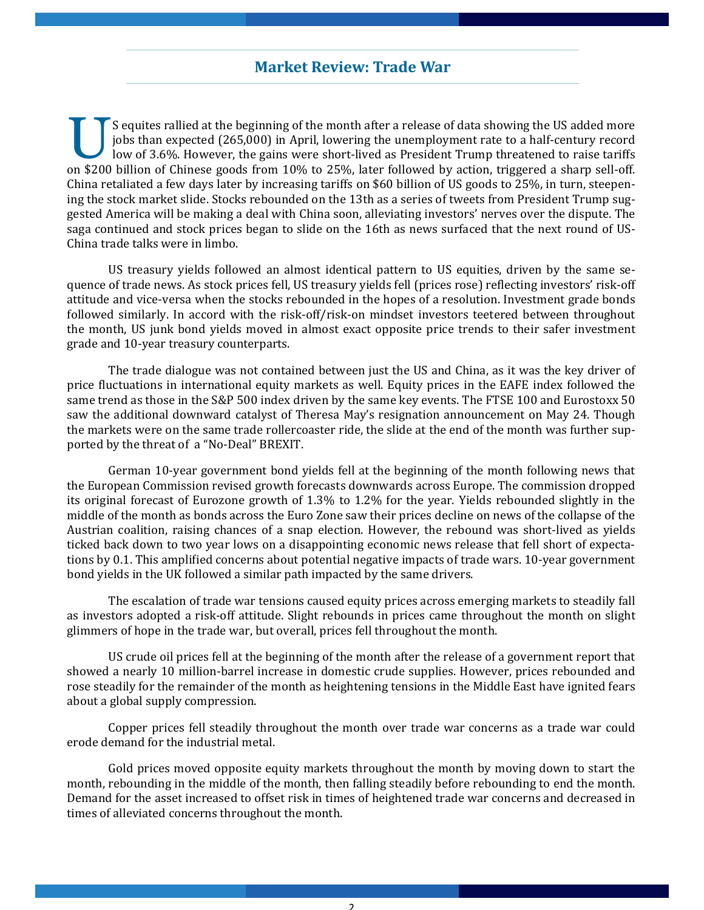## Market Review: Trade War

US equites rallied at the beginning of the month after a release of data showing the US added more jobs than expected (265,000) in April, lowering the unemployment rate to a half-century record low of 3.6%. However, the gains were short-lived as President Trump threatened to raise tariffs on $200 billion of Chinese goods from 10% to 25%, later followed by action, triggered a sharp sell-off. China retaliated a few days later by increasing tariffs on $60 billion of US goods to 25%, in turn, steepening the stock market slide. Stocks rebounded on the 13th as a series of tweets from President Trump suggested America will be making a deal with China soon, alleviating investors' nerves over the dispute. The saga continued and stock prices began to slide on the 16th as news surfaced that the next round of US-China trade talks were in limbo.

US treasury yields followed an almost identical pattern to US equities, driven by the same sequence of trade news. As stock prices fell, US treasury yields fell (prices rose) reflecting investors' risk-off attitude and vice-versa when the stocks rebounded in the hopes of a resolution. Investment grade bonds followed similarly. In accord with the risk-off/risk-on mindset investors teetered between throughout the month, US junk bond yields moved in almost exact opposite price trends to their safer investment grade and 10-year treasury counterparts.

The trade dialogue was not contained between just the US and China, as it was the key driver of price fluctuations in international equity markets as well. Equity prices in the EAFE index followed the same trend as those in the S&P 500 index driven by the same key events. The FTSE 100 and Eurostoxx 50 saw the additional downward catalyst of Theresa May's resignation announcement on May 24. Though the markets were on the same trade rollercoaster ride, the slide at the end of the month was further supported by the threat of a "No-Deal" BREXIT.

German 10-year government bond yields fell at the beginning of the month following news that the European Commission revised growth forecasts downwards across Europe. The commission dropped its original forecast of Eurozone growth of 1.3% to 1.2% for the year. Yields rebounded slightly in the middle of the month as bonds across the Euro Zone saw their prices decline on news of the collapse of the Austrian coalition, raising chances of a snap election. However, the rebound was short-lived as yields ticked back down to two year lows on a disappointing economic news release that fell short of expectations by 0.1. This amplified concerns about potential negative impacts of trade wars. 10-year government bond yields in the UK followed a similar path impacted by the same drivers.

The escalation of trade war tensions caused equity prices across emerging markets to steadily fall as investors adopted a risk-off attitude. Slight rebounds in prices came throughout the month on slight glimmers of hope in the trade war, but overall, prices fell throughout the month.

US crude oil prices fell at the beginning of the month after the release of a government report that showed a nearly 10 million-barrel increase in domestic crude supplies. However, prices rebounded and rose steadily for the remainder of the month as heightening tensions in the Middle East have ignited fears about a global supply compression.

Copper prices fell steadily throughout the month over trade war concerns as a trade war could erode demand for the industrial metal.

Gold prices moved opposite equity markets throughout the month by moving down to start the month, rebounding in the middle of the month, then falling steadily before rebounding to end the month. Demand for the asset increased to offset risk in times of heightened trade war concerns and decreased in times of alleviated concerns throughout the month.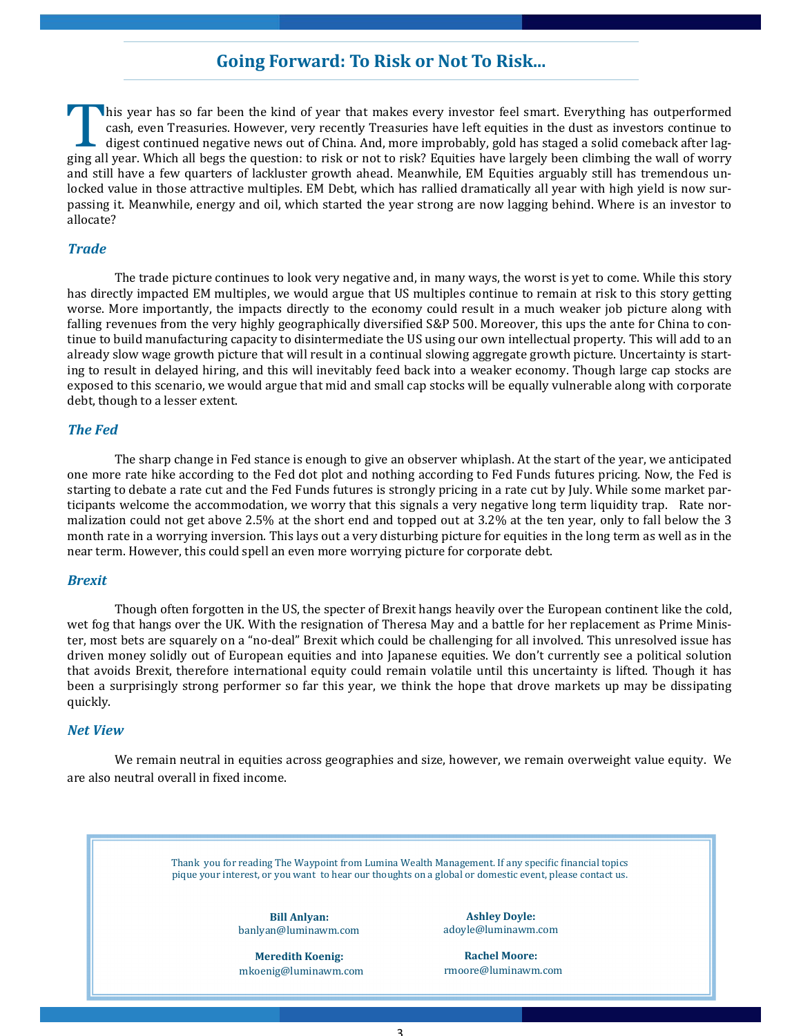## Going Forward: To Risk or Not To Risk...

This year has so far been the kind of year that makes every investor feel smart. Everything has outperformed cash, even Treasuries. However, very recently Treasuries have left equities in the dust as investors continue to digest continued negative news out of China. And, more improbably, gold has staged a solid comeback after lagging all year. Which all begs the question: to risk or not to risk? Equities have largely been climbing the wall of worry and still have a few quarters of lackluster growth ahead. Meanwhile, EM Equities arguably still has tremendous unlocked value in those attractive multiples. EM Debt, which has rallied dramatically all year with high yield is now surpassing it. Meanwhile, energy and oil, which started the year strong are now lagging behind. Where is an investor to allocate?

### *Trade*

The trade picture continues to look very negative and, in many ways, the worst is yet to come. While this story has directly impacted EM multiples, we would argue that US multiples continue to remain at risk to this story getting worse. More importantly, the impacts directly to the economy could result in a much weaker job picture along with falling revenues from the very highly geographically diversified S&P 500. Moreover, this ups the ante for China to continue to build manufacturing capacity to disintermediate the US using our own intellectual property. This will add to an already slow wage growth picture that will result in a continual slowing aggregate growth picture. Uncertainty is starting to result in delayed hiring, and this will inevitably feed back into a weaker economy. Though large cap stocks are exposed to this scenario, we would argue that mid and small cap stocks will be equally vulnerable along with corporate debt, though to a lesser extent.

### *The Fed*

The sharp change in Fed stance is enough to give an observer whiplash. At the start of the year, we anticipated one more rate hike according to the Fed dot plot and nothing according to Fed Funds futures pricing. Now, the Fed is starting to debate a rate cut and the Fed Funds futures is strongly pricing in a rate cut by July. While some market participants welcome the accommodation, we worry that this signals a very negative long term liquidity trap. Rate normalization could not get above 2.5% at the short end and topped out at 3.2% at the ten year, only to fall below the 3 month rate in a worrying inversion. This lays out a very disturbing picture for equities in the long term as well as in the near term. However, this could spell an even more worrying picture for corporate debt.

### *Brexit*

Though often forgotten in the US, the specter of Brexit hangs heavily over the European continent like the cold, wet fog that hangs over the UK. With the resignation of Theresa May and a battle for her replacement as Prime Minister, most bets are squarely on a "no-deal" Brexit which could be challenging for all involved. This unresolved issue has driven money solidly out of European equities and into Japanese equities. We don't currently see a political solution that avoids Brexit, therefore international equity could remain volatile until this uncertainty is lifted. Though it has been a surprisingly strong performer so far this year, we think the hope that drove markets up may be dissipating quickly.

### *Net View*

We remain neutral in equities across geographies and size, however, we remain overweight value equity. We are also neutral overall in fixed income.

Thank you for reading The Waypoint from Lumina Wealth Management. If any specific financial topics pique your interest, or you want to hear our thoughts on a global or domestic event, please contact us.

**Bill Anlyan:**
banlyan@luminawm.com

**Ashley Doyle:**
adoyle@luminawm.com

**Meredith Koenig:**
mkoenig@luminawm.com

**Rachel Moore:**
rmoore@luminawm.com